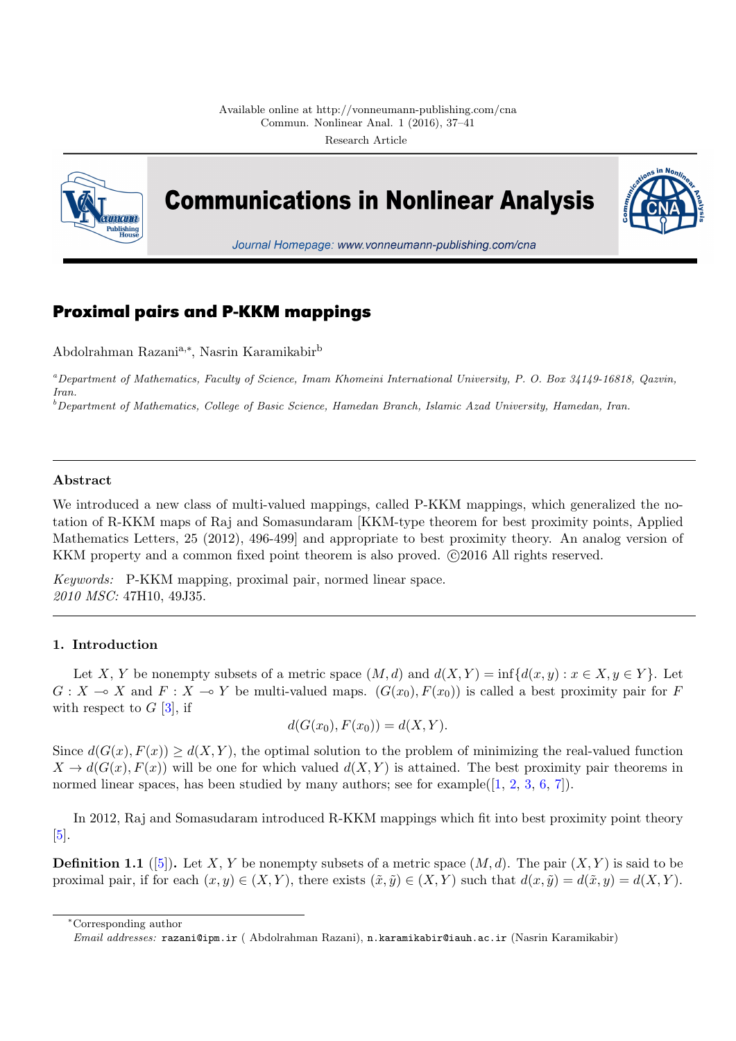Research Article

# Proximal pairs and P-KKM mappings

Abdolrahman Razani[a,*], Nasrin Karamikabir[b]

[a]*Department of Mathematics, Faculty of Science, Imam Khomeini International University, P. O. Box 34149-16818, Qazvin, Iran.*

[b]*Department of Mathematics, College of Basic Science, Hamedan Branch, Islamic Azad University, Hamedan, Iran.*

## Abstract

We introduced a new class of multi-valued mappings, called P-KKM mappings, which generalized the notation of R-KKM maps of Raj and Somasundaram [KKM-type theorem for best proximity points, Applied Mathematics Letters, 25 (2012), 496-499] and appropriate to best proximity theory. An analog version of KKM property and a common fixed point theorem is also proved. ©2016 All rights reserved.

*Keywords:* P-KKM mapping, proximal pair, normed linear space.
*2010 MSC:* 47H10, 49J35.

## 1. Introduction

Let $X$, $Y$ be nonempty subsets of a metric space $(M, d)$ and $d(X, Y) = \inf\{d(x, y) : x \in X, y \in Y\}$. Let $G : X \multimap X$ and $F : X \multimap Y$ be multi-valued maps. $(G(x_0), F(x_0))$ is called a best proximity pair for $F$ with respect to $G$ [3], if

$$d(G(x_0), F(x_0)) = d(X, Y).$$

Since $d(G(x), F(x)) \geq d(X, Y)$, the optimal solution to the problem of minimizing the real-valued function $X \to d(G(x), F(x))$ will be one for which valued $d(X, Y)$ is attained. The best proximity pair theorems in normed linear spaces, has been studied by many authors; see for example([1, 2, 3, 6, 7]).

In 2012, Raj and Somasudaram introduced R-KKM mappings which fit into best proximity point theory [5].

**Definition 1.1** ([5])**.** Let $X$, $Y$ be nonempty subsets of a metric space $(M, d)$. The pair $(X, Y)$ is said to be proximal pair, if for each $(x, y) \in (X, Y)$, there exists $(\tilde{x}, \tilde{y}) \in (X, Y)$ such that $d(x, \tilde{y}) = d(\tilde{x}, y) = d(X, Y)$.

*Corresponding author

*Email addresses:* razani@ipm.ir ( Abdolrahman Razani), n.karamikabir@iauh.ac.ir (Nasrin Karamikabir)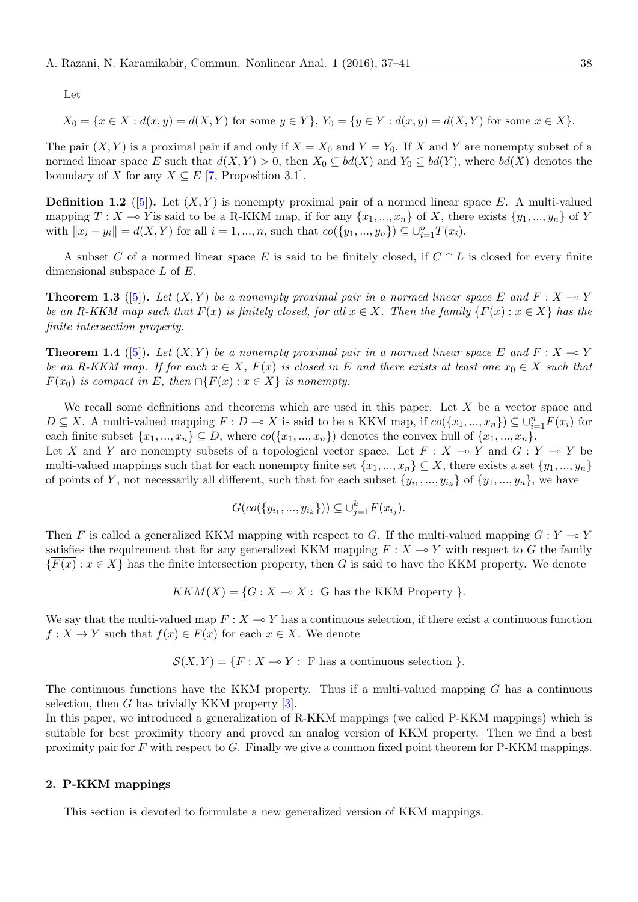Let

$$X_0 = \{x \in X : d(x, y) = d(X, Y) \text{ for some } y \in Y\},\ Y_0 = \{y \in Y : d(x, y) = d(X, Y) \text{ for some } x \in X\}.$$

The pair $(X, Y)$ is a proximal pair if and only if $X = X_0$ and $Y = Y_0$. If $X$ and $Y$ are nonempty subset of a normed linear space $E$ such that $d(X, Y) > 0$, then $X_0 \subseteq bd(X)$ and $Y_0 \subseteq bd(Y)$, where $bd(X)$ denotes the boundary of $X$ for any $X \subseteq E$ [7, Proposition 3.1].

**Definition 1.2** ([5]). Let $(X, Y)$ is nonempty proximal pair of a normed linear space $E$. A multi-valued mapping $T : X \multimap Y$is said to be a R-KKM map, if for any $\{x_1, ..., x_n\}$ of $X$, there exists $\{y_1, ..., y_n\}$ of $Y$ with $\|x_i - y_i\| = d(X, Y)$ for all $i = 1, ..., n$, such that $co(\{y_1, ..., y_n\}) \subseteq \cup_{i=1}^{n} T(x_i)$.

A subset $C$ of a normed linear space $E$ is said to be finitely closed, if $C \cap L$ is closed for every finite dimensional subspace $L$ of $E$.

**Theorem 1.3** ([5]). *Let $(X, Y)$ be a nonempty proximal pair in a normed linear space $E$ and $F : X \multimap Y$ be an R-KKM map such that $F(x)$ is finitely closed, for all $x \in X$. Then the family $\{F(x) : x \in X\}$ has the finite intersection property.*

**Theorem 1.4** ([5]). *Let $(X, Y)$ be a nonempty proximal pair in a normed linear space $E$ and $F : X \multimap Y$ be an R-KKM map. If for each $x \in X$, $F(x)$ is closed in $E$ and there exists at least one $x_0 \in X$ such that $F(x_0)$ is compact in $E$, then $\cap\{F(x) : x \in X\}$ is nonempty.*

We recall some definitions and theorems which are used in this paper. Let $X$ be a vector space and $D \subseteq X$. A multi-valued mapping $F : D \multimap X$ is said to be a KKM map, if $co(\{x_1, ..., x_n\}) \subseteq \cup_{i=1}^{n} F(x_i)$ for each finite subset $\{x_1, ..., x_n\} \subseteq D$, where $co(\{x_1, ..., x_n\})$ denotes the convex hull of $\{x_1, ..., x_n\}$.
Let $X$ and $Y$ are nonempty subsets of a topological vector space. Let $F : X \multimap Y$ and $G : Y \multimap Y$ be multi-valued mappings such that for each nonempty finite set $\{x_1, ..., x_n\} \subseteq X$, there exists a set $\{y_1, ..., y_n\}$ of points of $Y$, not necessarily all different, such that for each subset $\{y_{i_1}, ..., y_{i_k}\}$ of $\{y_1, ..., y_n\}$, we have

$$G(co(\{y_{i_1}, ..., y_{i_k}\})) \subseteq \cup_{j=1}^{k} F(x_{i_j}).$$

Then $F$ is called a generalized KKM mapping with respect to $G$. If the multi-valued mapping $G : Y \multimap Y$ satisfies the requirement that for any generalized KKM mapping $F : X \multimap Y$ with respect to $G$ the family $\{\overline{F(x)} : x \in X\}$ has the finite intersection property, then $G$ is said to have the KKM property. We denote

$$KKM(X) = \{G : X \multimap X : \text{ G has the KKM Property }\}.$$

We say that the multi-valued map $F : X \multimap Y$ has a continuous selection, if there exist a continuous function $f : X \to Y$ such that $f(x) \in F(x)$ for each $x \in X$. We denote

$$\mathcal{S}(X, Y) = \{F : X \multimap Y : \text{ F has a continuous selection }\}.$$

The continuous functions have the KKM property. Thus if a multi-valued mapping $G$ has a continuous selection, then $G$ has trivially KKM property [3].
In this paper, we introduced a generalization of R-KKM mappings (we called P-KKM mappings) which is suitable for best proximity theory and proved an analog version of KKM property. Then we find a best proximity pair for $F$ with respect to $G$. Finally we give a common fixed point theorem for P-KKM mappings.

## 2. P-KKM mappings

This section is devoted to formulate a new generalized version of KKM mappings.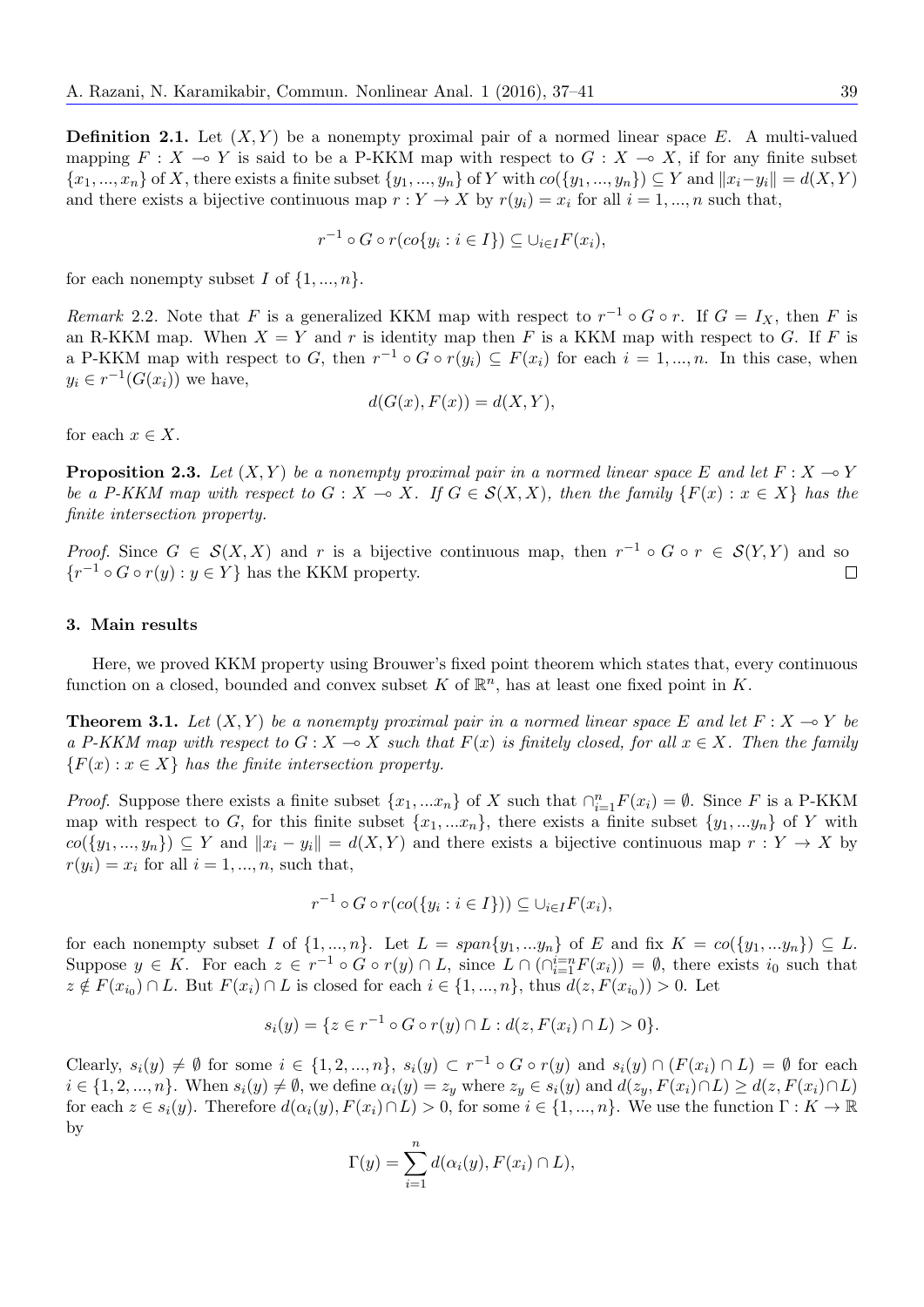**Definition 2.1.** Let $(X, Y)$ be a nonempty proximal pair of a normed linear space $E$. A multi-valued mapping $F : X \multimap Y$ is said to be a P-KKM map with respect to $G : X \multimap X$, if for any finite subset $\{x_1, ..., x_n\}$ of $X$, there exists a finite subset $\{y_1, ..., y_n\}$ of $Y$ with $co(\{y_1, ..., y_n\}) \subseteq Y$ and $\|x_i - y_i\| = d(X, Y)$ and there exists a bijective continuous map $r : Y \to X$ by $r(y_i) = x_i$ for all $i = 1, ..., n$ such that,

$$r^{-1} \circ G \circ r(co\{y_i : i \in I\}) \subseteq \cup_{i \in I} F(x_i),$$

for each nonempty subset $I$ of $\{1, ..., n\}$.

*Remark* 2.2. Note that $F$ is a generalized KKM map with respect to $r^{-1} \circ G \circ r$. If $G = I_X$, then $F$ is an R-KKM map. When $X = Y$ and $r$ is identity map then $F$ is a KKM map with respect to $G$. If $F$ is a P-KKM map with respect to $G$, then $r^{-1} \circ G \circ r(y_i) \subseteq F(x_i)$ for each $i = 1, ..., n$. In this case, when $y_i \in r^{-1}(G(x_i))$ we have,

$$d(G(x), F(x)) = d(X, Y),$$

for each $x \in X$.

**Proposition 2.3.** *Let $(X, Y)$ be a nonempty proximal pair in a normed linear space $E$ and let $F : X \multimap Y$ be a P-KKM map with respect to $G : X \multimap X$. If $G \in \mathcal{S}(X, X)$, then the family $\{F(x) : x \in X\}$ has the finite intersection property.*

*Proof.* Since $G \in \mathcal{S}(X, X)$ and $r$ is a bijective continuous map, then $r^{-1} \circ G \circ r \in \mathcal{S}(Y, Y)$ and so $\{r^{-1} \circ G \circ r(y) : y \in Y\}$ has the KKM property. $\square$

## 3. Main results

Here, we proved KKM property using Brouwer's fixed point theorem which states that, every continuous function on a closed, bounded and convex subset $K$ of $\mathbb{R}^n$, has at least one fixed point in $K$.

**Theorem 3.1.** *Let $(X, Y)$ be a nonempty proximal pair in a normed linear space $E$ and let $F : X \multimap Y$ be a P-KKM map with respect to $G : X \multimap X$ such that $F(x)$ is finitely closed, for all $x \in X$. Then the family $\{F(x) : x \in X\}$ has the finite intersection property.*

*Proof.* Suppose there exists a finite subset $\{x_1, ...x_n\}$ of $X$ such that $\cap_{i=1}^{n} F(x_i) = \emptyset$. Since $F$ is a P-KKM map with respect to $G$, for this finite subset $\{x_1, ...x_n\}$, there exists a finite subset $\{y_1, ...y_n\}$ of $Y$ with $co(\{y_1, ..., y_n\}) \subseteq Y$ and $\|x_i - y_i\| = d(X, Y)$ and there exists a bijective continuous map $r : Y \to X$ by $r(y_i) = x_i$ for all $i = 1, ..., n$, such that,

$$r^{-1} \circ G \circ r(co(\{y_i : i \in I\})) \subseteq \cup_{i \in I} F(x_i),$$

for each nonempty subset $I$ of $\{1, ..., n\}$. Let $L = span\{y_1, ...y_n\}$ of $E$ and fix $K = co(\{y_1, ...y_n\}) \subseteq L$. Suppose $y \in K$. For each $z \in r^{-1} \circ G \circ r(y) \cap L$, since $L \cap (\cap_{i=1}^{i=n} F(x_i)) = \emptyset$, there exists $i_0$ such that $z \notin F(x_{i_0}) \cap L$. But $F(x_i) \cap L$ is closed for each $i \in \{1, ..., n\}$, thus $d(z, F(x_{i_0})) > 0$. Let

$$s_i(y) = \{z \in r^{-1} \circ G \circ r(y) \cap L : d(z, F(x_i) \cap L) > 0\}.$$

Clearly, $s_i(y) \neq \emptyset$ for some $i \in \{1, 2, ..., n\}$, $s_i(y) \subset r^{-1} \circ G \circ r(y)$ and $s_i(y) \cap (F(x_i) \cap L) = \emptyset$ for each $i \in \{1, 2, ..., n\}$. When $s_i(y) \neq \emptyset$, we define $\alpha_i(y) = z_y$ where $z_y \in s_i(y)$ and $d(z_y, F(x_i) \cap L) \geq d(z, F(x_i) \cap L)$ for each $z \in s_i(y)$. Therefore $d(\alpha_i(y), F(x_i) \cap L) > 0$, for some $i \in \{1, ..., n\}$. We use the function $\Gamma : K \to \mathbb{R}$ by

$$\Gamma(y) = \sum_{i=1}^{n} d(\alpha_i(y), F(x_i) \cap L),$$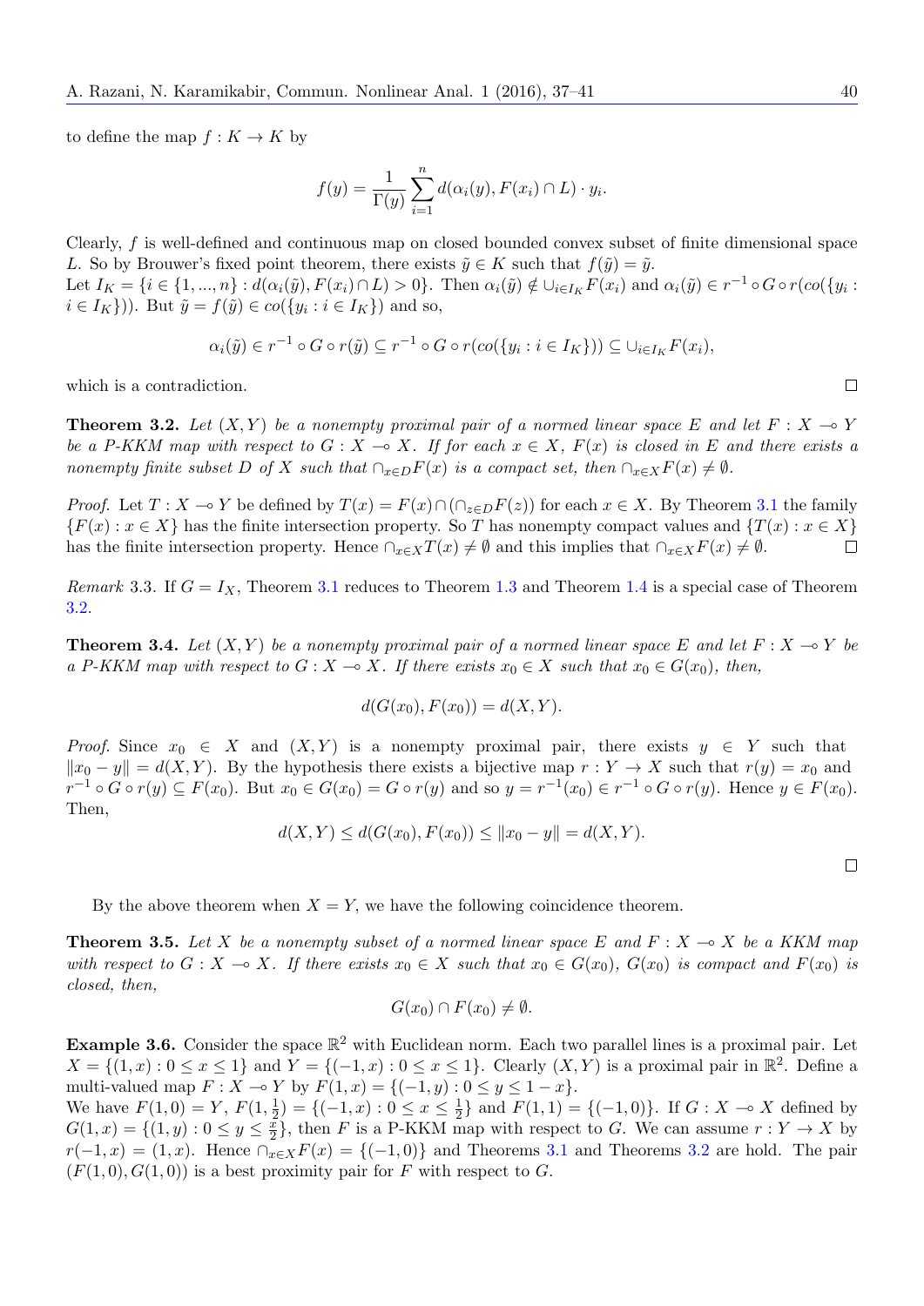to define the map $f : K \to K$ by

$$f(y) = \frac{1}{\Gamma(y)} \sum_{i=1}^{n} d(\alpha_i(y), F(x_i) \cap L) \cdot y_i.$$

Clearly, $f$ is well-defined and continuous map on closed bounded convex subset of finite dimensional space $L$. So by Brouwer's fixed point theorem, there exists $\tilde{y} \in K$ such that $f(\tilde{y}) = \tilde{y}$.
Let $I_K = \{i \in \{1, ..., n\} : d(\alpha_i(\tilde{y}), F(x_i) \cap L) > 0\}$. Then $\alpha_i(\tilde{y}) \notin \cup_{i \in I_K} F(x_i)$ and $\alpha_i(\tilde{y}) \in r^{-1} \circ G \circ r(co(\{y_i : i \in I_K\}))$. But $\tilde{y} = f(\tilde{y}) \in co(\{y_i : i \in I_K\})$ and so,

$$\alpha_i(\tilde{y}) \in r^{-1} \circ G \circ r(\tilde{y}) \subseteq r^{-1} \circ G \circ r(co(\{y_i : i \in I_K\})) \subseteq \cup_{i \in I_K} F(x_i),$$

which is a contradiction. □

**Theorem 3.2.** *Let $(X, Y)$ be a nonempty proximal pair of a normed linear space $E$ and let $F : X \multimap Y$ be a P-KKM map with respect to $G : X \multimap X$. If for each $x \in X$, $F(x)$ is closed in $E$ and there exists a nonempty finite subset $D$ of $X$ such that $\cap_{x \in D} F(x)$ is a compact set, then $\cap_{x \in X} F(x) \neq \emptyset$.*

*Proof.* Let $T : X \multimap Y$ be defined by $T(x) = F(x) \cap (\cap_{z \in D} F(z))$ for each $x \in X$. By Theorem 3.1 the family $\{F(x) : x \in X\}$ has the finite intersection property. So $T$ has nonempty compact values and $\{T(x) : x \in X\}$ has the finite intersection property. Hence $\cap_{x \in X} T(x) \neq \emptyset$ and this implies that $\cap_{x \in X} F(x) \neq \emptyset$. □

*Remark* 3.3. If $G = I_X$, Theorem 3.1 reduces to Theorem 1.3 and Theorem 1.4 is a special case of Theorem 3.2.

**Theorem 3.4.** *Let $(X, Y)$ be a nonempty proximal pair of a normed linear space $E$ and let $F : X \multimap Y$ be a P-KKM map with respect to $G : X \multimap X$. If there exists $x_0 \in X$ such that $x_0 \in G(x_0)$, then,*

$$d(G(x_0), F(x_0)) = d(X, Y).$$

*Proof.* Since $x_0 \in X$ and $(X, Y)$ is a nonempty proximal pair, there exists $y \in Y$ such that $\|x_0 - y\| = d(X, Y)$. By the hypothesis there exists a bijective map $r : Y \to X$ such that $r(y) = x_0$ and $r^{-1} \circ G \circ r(y) \subseteq F(x_0)$. But $x_0 \in G(x_0) = G \circ r(y)$ and so $y = r^{-1}(x_0) \in r^{-1} \circ G \circ r(y)$. Hence $y \in F(x_0)$. Then,

$$d(X, Y) \leq d(G(x_0), F(x_0)) \leq \|x_0 - y\| = d(X, Y).$$

□

By the above theorem when $X = Y$, we have the following coincidence theorem.

**Theorem 3.5.** *Let $X$ be a nonempty subset of a normed linear space $E$ and $F : X \multimap X$ be a KKM map with respect to $G : X \multimap X$. If there exists $x_0 \in X$ such that $x_0 \in G(x_0)$, $G(x_0)$ is compact and $F(x_0)$ is closed, then,*

$$G(x_0) \cap F(x_0) \neq \emptyset.$$

**Example 3.6.** Consider the space $\mathbb{R}^2$ with Euclidean norm. Each two parallel lines is a proximal pair. Let $X = \{(1, x) : 0 \leq x \leq 1\}$ and $Y = \{(-1, x) : 0 \leq x \leq 1\}$. Clearly $(X, Y)$ is a proximal pair in $\mathbb{R}^2$. Define a multi-valued map $F : X \multimap Y$ by $F(1, x) = \{(-1, y) : 0 \leq y \leq 1 - x\}$.
We have $F(1, 0) = Y$, $F(1, \frac{1}{2}) = \{(-1, x) : 0 \leq x \leq \frac{1}{2}\}$ and $F(1, 1) = \{(-1, 0)\}$. If $G : X \multimap X$ defined by $G(1, x) = \{(1, y) : 0 \leq y \leq \frac{x}{2}\}$, then $F$ is a P-KKM map with respect to $G$. We can assume $r : Y \to X$ by $r(-1, x) = (1, x)$. Hence $\cap_{x \in X} F(x) = \{(-1, 0)\}$ and Theorems 3.1 and Theorems 3.2 are hold. The pair $(F(1, 0), G(1, 0))$ is a best proximity pair for $F$ with respect to $G$.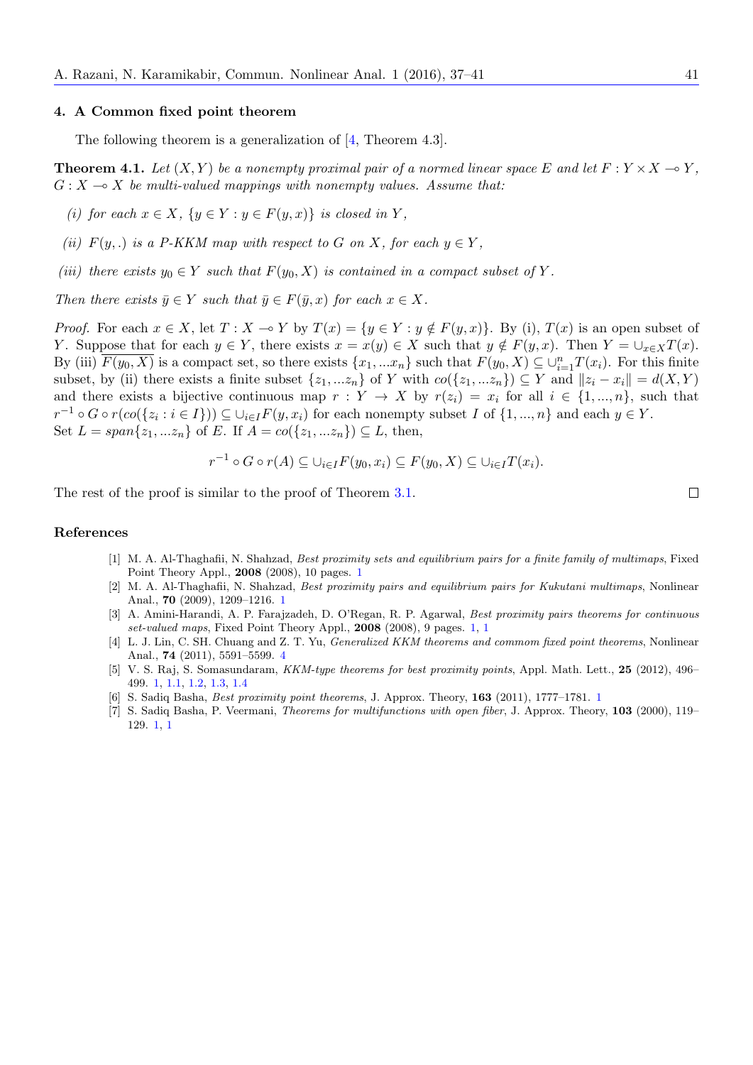## 4. A Common fixed point theorem

The following theorem is a generalization of [4, Theorem 4.3].

**Theorem 4.1.** *Let $(X, Y)$ be a nonempty proximal pair of a normed linear space $E$ and let $F : Y \times X \multimap Y$, $G : X \multimap X$ be multi-valued mappings with nonempty values. Assume that:*

*(i) for each $x \in X$, $\{y \in Y : y \in F(y, x)\}$ is closed in $Y$,*

*(ii) $F(y, .)$ is a P-KKM map with respect to $G$ on $X$, for each $y \in Y$,*

*(iii) there exists $y_0 \in Y$ such that $F(y_0, X)$ is contained in a compact subset of $Y$.*

*Then there exists $\bar{y} \in Y$ such that $\bar{y} \in F(\bar{y}, x)$ for each $x \in X$.*

*Proof.* For each $x \in X$, let $T : X \multimap Y$ by $T(x) = \{y \in Y : y \notin F(y, x)\}$. By (i), $T(x)$ is an open subset of $Y$. Suppose that for each $y \in Y$, there exists $x = x(y) \in X$ such that $y \notin F(y, x)$. Then $Y = \cup_{x \in X} T(x)$. By (iii) $\overline{F(y_0, X)}$ is a compact set, so there exists $\{x_1, ...x_n\}$ such that $F(y_0, X) \subseteq \cup_{i=1}^{n} T(x_i)$. For this finite subset, by (ii) there exists a finite subset $\{z_1, ...z_n\}$ of $Y$ with $co(\{z_1, ...z_n\}) \subseteq Y$ and $\|z_i - x_i\| = d(X, Y)$ and there exists a bijective continuous map $r : Y \to X$ by $r(z_i) = x_i$ for all $i \in \{1, ..., n\}$, such that $r^{-1} \circ G \circ r(co(\{z_i : i \in I\})) \subseteq \cup_{i \in I} F(y, x_i)$ for each nonempty subset $I$ of $\{1, ..., n\}$ and each $y \in Y$. Set $L = span\{z_1, ...z_n\}$ of $E$. If $A = co(\{z_1, ...z_n\}) \subseteq L$, then,

$$r^{-1} \circ G \circ r(A) \subseteq \cup_{i \in I} F(y_0, x_i) \subseteq F(y_0, X) \subseteq \cup_{i \in I} T(x_i).$$

The rest of the proof is similar to the proof of Theorem 3.1. □

## References

[1] M. A. Al-Thaghafii, N. Shahzad, *Best proximity sets and equilibrium pairs for a finite family of multimaps*, Fixed Point Theory Appl., **2008** (2008), 10 pages. 1

[2] M. A. Al-Thaghafii, N. Shahzad, *Best proximity pairs and equilibrium pairs for Kukutani multimaps*, Nonlinear Anal., **70** (2009), 1209–1216. 1

[3] A. Amini-Harandi, A. P. Farajzadeh, D. O'Regan, R. P. Agarwal, *Best proximity pairs theorems for continuous set-valued maps*, Fixed Point Theory Appl., **2008** (2008), 9 pages. 1, 1

[4] L. J. Lin, C. SH. Chuang and Z. T. Yu, *Generalized KKM theorems and commom fixed point theorems*, Nonlinear Anal., **74** (2011), 5591–5599. 4

[5] V. S. Raj, S. Somasundaram, *KKM-type theorems for best proximity points*, Appl. Math. Lett., **25** (2012), 496–499. 1, 1.1, 1.2, 1.3, 1.4

[6] S. Sadiq Basha, *Best proximity point theorems*, J. Approx. Theory, **163** (2011), 1777–1781. 1

[7] S. Sadiq Basha, P. Veermani, *Theorems for multifunctions with open fiber*, J. Approx. Theory, **103** (2000), 119–129. 1, 1